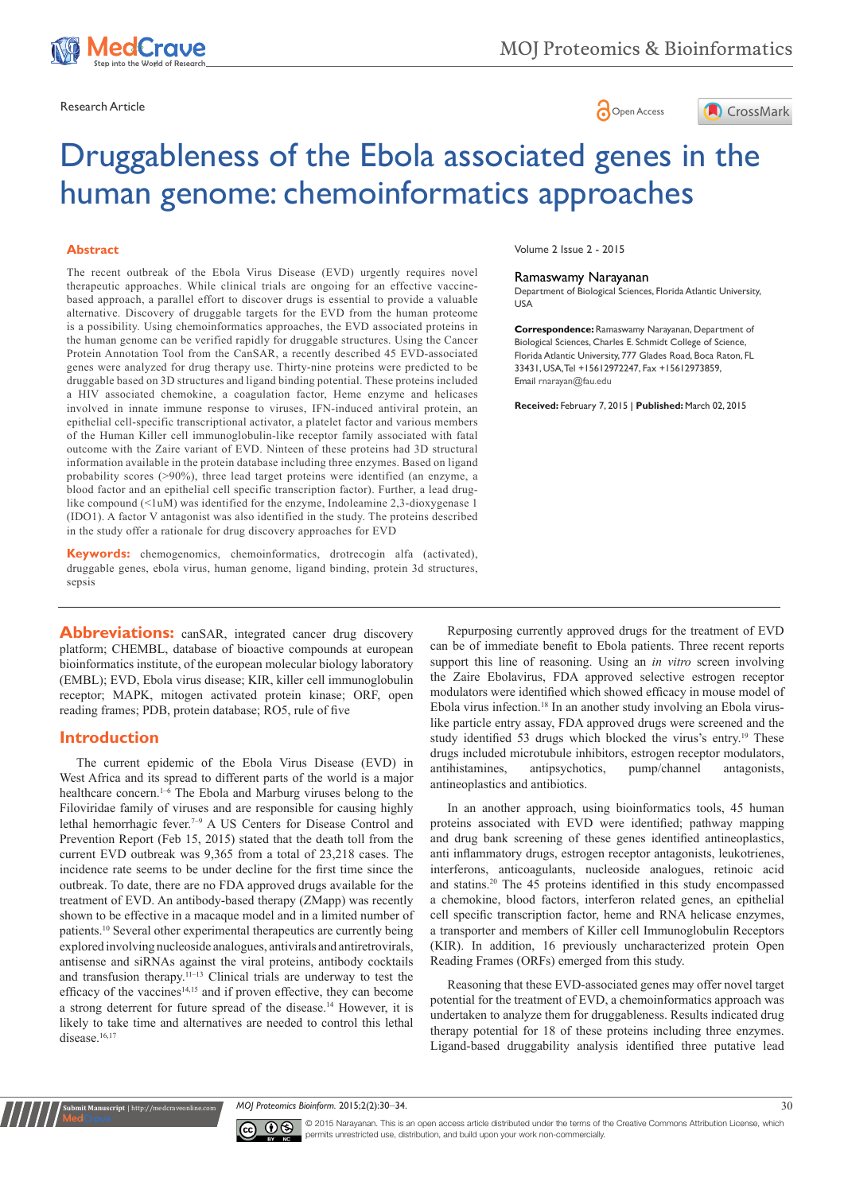Research Article

# Druggableness of the Ebola associated genes in the human genome: chemoinformatics approaches

Volume 2 Issue 2 - 2015

**Ramaswamy Narayanan**

Department of Biological Sciences, Florida Atlantic University, USA

**Correspondence:** Ramaswamy Narayanan, Department of Biological Sciences, Charles E. Schmidt College of Science, Florida Atlantic University, 777 Glades Road, Boca Raton, FL 33431, USA, Tel +15612972247, Fax +15612973859, Email rnarayan@fau.edu

**Received:** February 7, 2015 | **Published:** March 02, 2015

## Abstract

The recent outbreak of the Ebola Virus Disease (EVD) urgently requires novel therapeutic approaches. While clinical trials are ongoing for an effective vaccine-based approach, a parallel effort to discover drugs is essential to provide a valuable alternative. Discovery of druggable targets for the EVD from the human proteome is a possibility. Using chemoinformatics approaches, the EVD associated proteins in the human genome can be verified rapidly for druggable structures. Using the Cancer Protein Annotation Tool from the CanSAR, a recently described 45 EVD-associated genes were analyzed for drug therapy use. Thirty-nine proteins were predicted to be druggable based on 3D structures and ligand binding potential. These proteins included a HIV associated chemokine, a coagulation factor, Heme enzyme and helicases involved in innate immune response to viruses, IFN-induced antiviral protein, an epithelial cell-specific transcriptional activator, a platelet factor and various members of the Human Killer cell immunoglobulin-like receptor family associated with fatal outcome with the Zaire variant of EVD. Nineteen of these proteins had 3D structural information available in the protein database including three enzymes. Based on ligand probability scores (>90%), three lead target proteins were identified (an enzyme, a blood factor and an epithelial cell specific transcription factor). Further, a lead drug-like compound (<1uM) was identified for the enzyme, Indoleamine 2,3-dioxygenase 1 (IDO1). A factor V antagonist was also identified in the study. The proteins described in the study offer a rationale for drug discovery approaches for EVD

**Keywords:** chemogenomics, chemoinformatics, drotrecogin alfa (activated), druggable genes, ebola virus, human genome, ligand binding, protein 3d structures, sepsis

**Abbreviations:** canSAR, integrated cancer drug discovery platform; CHEMBL, database of bioactive compounds at european bioinformatics institute, of the european molecular biology laboratory (EMBL); EVD, Ebola virus disease; KIR, killer cell immunoglobulin receptor; MAPK, mitogen activated protein kinase; ORF, open reading frames; PDB, protein database; RO5, rule of five

## Introduction

The current epidemic of the Ebola Virus Disease (EVD) in West Africa and its spread to different parts of the world is a major healthcare concern.[1–6] The Ebola and Marburg viruses belong to the Filoviridae family of viruses and are responsible for causing highly lethal hemorrhagic fever.[7–9] A US Centers for Disease Control and Prevention Report (Feb 15, 2015) stated that the death toll from the current EVD outbreak was 9,365 from a total of 23,218 cases. The incidence rate seems to be under decline for the first time since the outbreak. To date, there are no FDA approved drugs available for the treatment of EVD. An antibody-based therapy (ZMapp) was recently shown to be effective in a macaque model and in a limited number of patients.[10] Several other experimental therapeutics are currently being explored involving nucleoside analogues, antivirals and antiretrovirals, antisense and siRNAs against the viral proteins, antibody cocktails and transfusion therapy.[11–13] Clinical trials are underway to test the efficacy of the vaccines[14,15] and if proven effective, they can become a strong deterrent for future spread of the disease.[14] However, it is likely to take time and alternatives are needed to control this lethal disease.[16,17]

Repurposing currently approved drugs for the treatment of EVD can be of immediate benefit to Ebola patients. Three recent reports support this line of reasoning. Using an *in vitro* screen involving the Zaire Ebolavirus, FDA approved selective estrogen receptor modulators were identified which showed efficacy in mouse model of Ebola virus infection.[18] In an another study involving an Ebola virus-like particle entry assay, FDA approved drugs were screened and the study identified 53 drugs which blocked the virus's entry.[19] These drugs included microtubule inhibitors, estrogen receptor modulators, antihistamines, antipsychotics, pump/channel antagonists, antineoplastics and antibiotics.

In an another approach, using bioinformatics tools, 45 human proteins associated with EVD were identified; pathway mapping and drug bank screening of these genes identified antineoplastics, anti inflammatory drugs, estrogen receptor antagonists, leukotrienes, interferons, anticoagulants, nucleoside analogues, retinoic acid and statins.[20] The 45 proteins identified in this study encompassed a chemokine, blood factors, interferon related genes, an epithelial cell specific transcription factor, heme and RNA helicase enzymes, a transporter and members of Killer cell Immunoglobulin Receptors (KIR). In addition, 16 previously uncharacterized protein Open Reading Frames (ORFs) emerged from this study.

Reasoning that these EVD-associated genes may offer novel target potential for the treatment of EVD, a chemoinformatics approach was undertaken to analyze them for druggableness. Results indicated drug therapy potential for 18 of these proteins including three enzymes. Ligand-based druggability analysis identified three putative lead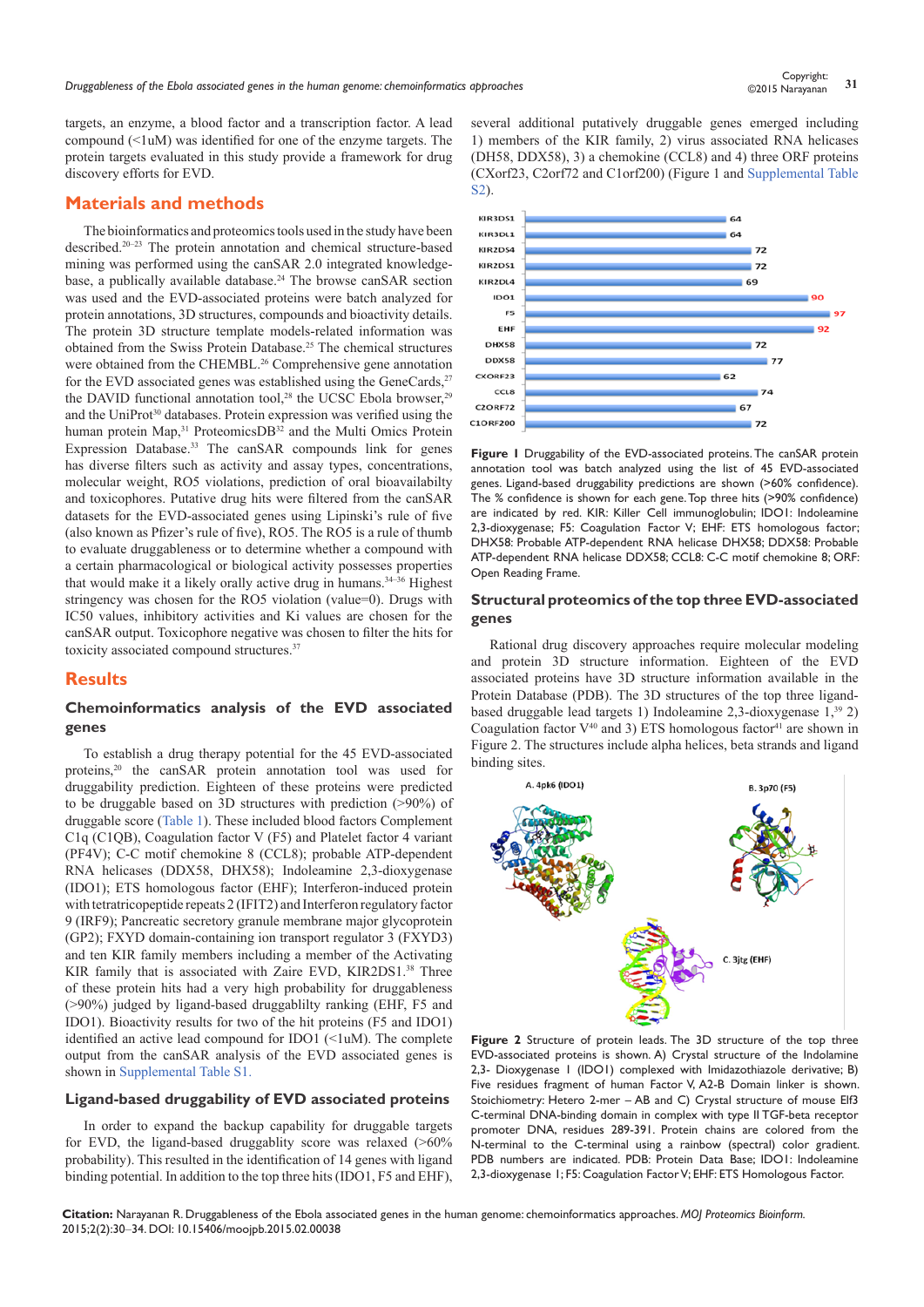targets, an enzyme, a blood factor and a transcription factor. A lead compound (<1uM) was identified for one of the enzyme targets. The protein targets evaluated in this study provide a framework for drug discovery efforts for EVD.

## Materials and methods

The bioinformatics and proteomics tools used in the study have been described.[20–23] The protein annotation and chemical structure-based mining was performed using the canSAR 2.0 integrated knowledge-base, a publically available database.[24] The browse canSAR section was used and the EVD-associated proteins were batch analyzed for protein annotations, 3D structures, compounds and bioactivity details. The protein 3D structure template models-related information was obtained from the Swiss Protein Database.[25] The chemical structures were obtained from the CHEMBL.[26] Comprehensive gene annotation for the EVD associated genes was established using the GeneCards,[27] the DAVID functional annotation tool,[28] the UCSC Ebola browser,[29] and the UniProt[30] databases. Protein expression was verified using the human protein Map,[31] ProteomicsDB[32] and the Multi Omics Protein Expression Database.[33] The canSAR compounds link for genes has diverse filters such as activity and assay types, concentrations, molecular weight, RO5 violations, prediction of oral bioavailability and toxicophores. Putative drug hits were filtered from the canSAR datasets for the EVD-associated genes using Lipinski's rule of five (also known as Pfizer's rule of five), RO5. The RO5 is a rule of thumb to evaluate druggableness or to determine whether a compound with a certain pharmacological or biological activity possesses properties that would make it a likely orally active drug in humans.[34–36] Highest stringency was chosen for the RO5 violation (value=0). Drugs with IC50 values, inhibitory activities and Ki values are chosen for the canSAR output. Toxicophore negative was chosen to filter the hits for toxicity associated compound structures.[37]

## Results

### Chemoinformatics analysis of the EVD associated genes

To establish a drug therapy potential for the 45 EVD-associated proteins,[20] the canSAR protein annotation tool was used for druggability prediction. Eighteen of these proteins were predicted to be druggable based on 3D structures with prediction (>90%) of druggable score (Table 1). These included blood factors Complement C1q (C1QB), Coagulation factor V (F5) and Platelet factor 4 variant (PF4V); C-C motif chemokine 8 (CCL8); probable ATP-dependent RNA helicases (DDX58, DHX58); Indoleamine 2,3-dioxygenase (IDO1); ETS homologous factor (EHF); Interferon-induced protein with tetratricopeptide repeats 2 (IFIT2) and Interferon regulatory factor 9 (IRF9); Pancreatic secretory granule membrane major glycoprotein (GP2); FXYD domain-containing ion transport regulator 3 (FXYD3) and ten KIR family members including a member of the Activating KIR family that is associated with Zaire EVD, KIR2DS1.[38] Three of these protein hits had a very high probability for druggableness (>90%) judged by ligand-based druggablilty ranking (EHF, F5 and IDO1). Bioactivity results for two of the hit proteins (F5 and IDO1) identified an active lead compound for IDO1 (<1uM). The complete output from the canSAR analysis of the EVD associated genes is shown in Supplemental Table S1.

### Ligand-based druggability of EVD associated proteins

In order to expand the backup capability for druggable targets for EVD, the ligand-based druggablity score was relaxed (>60% probability). This resulted in the identification of 14 genes with ligand binding potential. In addition to the top three hits (IDO1, F5 and EHF), several additional putatively druggable genes emerged including 1) members of the KIR family, 2) virus associated RNA helicases (DH58, DDX58), 3) a chemokine (CCL8) and 4) three ORF proteins (CXorf23, C2orf72 and C1orf200) (Figure 1 and Supplemental Table S2).

| Gene | % confidence |
|---|---|
| KIR3DS1 | 64 |
| KIR3DL1 | 64 |
| KIR2DS4 | 72 |
| KIR2DS1 | 72 |
| KIR2DL4 | 69 |
| IDO1 | 90 |
| F5 | 97 |
| EHF | 92 |
| DHX58 | 72 |
| DDX58 | 77 |
| CXORF23 | 62 |
| CCL8 | 74 |
| C2ORF72 | 67 |
| C1ORF200 | 72 |

**Figure 1** Druggability of the EVD-associated proteins. The canSAR protein annotation tool was batch analyzed using the list of 45 EVD-associated genes. Ligand-based druggability predictions are shown (>60% confidence). The % confidence is shown for each gene. Top three hits (>90% confidence) are indicated by red. KIR: Killer Cell immunoglobulin; IDO1: Indoleamine 2,3-dioxygenase; F5: Coagulation Factor V; EHF: ETS homologous factor; DHX58: Probable ATP-dependent RNA helicase DHX58; DDX58: Probable ATP-dependent RNA helicase DDX58; CCL8: C-C motif chemokine 8; ORF: Open Reading Frame.

### Structural proteomics of the top three EVD-associated genes

Rational drug discovery approaches require molecular modeling and protein 3D structure information. Eighteen of the EVD associated proteins have 3D structure information available in the Protein Database (PDB). The 3D structures of the top three ligand-based druggable lead targets 1) Indoleamine 2,3-dioxygenase 1,[39] 2) Coagulation factor V[40] and 3) ETS homologous factor[41] are shown in Figure 2. The structures include alpha helices, beta strands and ligand binding sites.

A. 4pk6 (IDO1) B. 3p70 (F5) C. 3jtg (EHF)

**Figure 2** Structure of protein leads. The 3D structure of the top three EVD-associated proteins is shown. A) Crystal structure of the Indolamine 2,3- Dioxygenase I (IDO1) complexed with Imidazothiazole derivative; B) Five residues fragment of human Factor V, A2-B Domain linker is shown. Stoichiometry: Hetero 2-mer – AB and C) Crystal structure of mouse Elf3 C-terminal DNA-binding domain in complex with type II TGF-beta receptor promoter DNA, residues 289-391. Protein chains are colored from the N-terminal to the C-terminal using a rainbow (spectral) color gradient. PDB numbers are indicated. PDB: Protein Data Base; IDO1: Indoleamine 2,3-dioxygenase 1; F5: Coagulation Factor V; EHF: ETS Homologous Factor.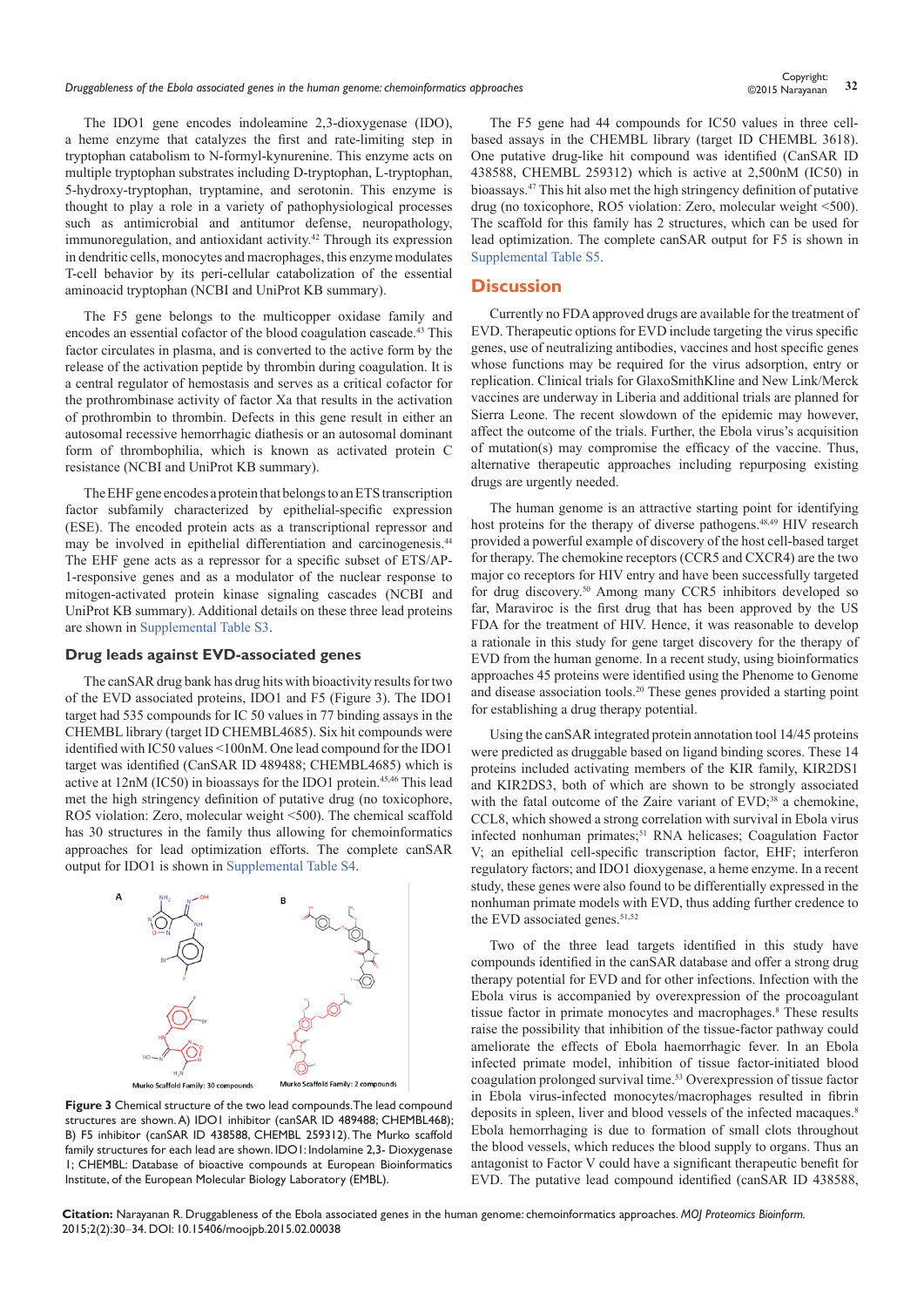The IDO1 gene encodes indoleamine 2,3-dioxygenase (IDO), a heme enzyme that catalyzes the first and rate-limiting step in tryptophan catabolism to N-formyl-kynurenine. This enzyme acts on multiple tryptophan substrates including D-tryptophan, L-tryptophan, 5-hydroxy-tryptophan, tryptamine, and serotonin. This enzyme is thought to play a role in a variety of pathophysiological processes such as antimicrobial and antitumor defense, neuropathology, immunoregulation, and antioxidant activity.[42] Through its expression in dendritic cells, monocytes and macrophages, this enzyme modulates T-cell behavior by its peri-cellular catabolization of the essential aminoacid tryptophan (NCBI and UniProt KB summary).

The F5 gene belongs to the multicopper oxidase family and encodes an essential cofactor of the blood coagulation cascade.[43] This factor circulates in plasma, and is converted to the active form by the release of the activation peptide by thrombin during coagulation. It is a central regulator of hemostasis and serves as a critical cofactor for the prothrombinase activity of factor Xa that results in the activation of prothrombin to thrombin. Defects in this gene result in either an autosomal recessive hemorrhagic diathesis or an autosomal dominant form of thrombophilia, which is known as activated protein C resistance (NCBI and UniProt KB summary).

The EHF gene encodes a protein that belongs to an ETS transcription factor subfamily characterized by epithelial-specific expression (ESE). The encoded protein acts as a transcriptional repressor and may be involved in epithelial differentiation and carcinogenesis.[44] The EHF gene acts as a repressor for a specific subset of ETS/AP-1-responsive genes and as a modulator of the nuclear response to mitogen-activated protein kinase signaling cascades (NCBI and UniProt KB summary). Additional details on these three lead proteins are shown in Supplemental Table S3.

### Drug leads against EVD-associated genes

The canSAR drug bank has drug hits with bioactivity results for two of the EVD associated proteins, IDO1 and F5 (Figure 3). The IDO1 target had 535 compounds for IC 50 values in 77 binding assays in the CHEMBL library (target ID CHEMBL4685). Six hit compounds were identified with IC50 values <100nM. One lead compound for the IDO1 target was identified (CanSAR ID 489488; CHEMBL4685) which is active at 12nM (IC50) in bioassays for the IDO1 protein.[45,46] This lead met the high stringency definition of putative drug (no toxicophore, RO5 violation: Zero, molecular weight <500). The chemical scaffold has 30 structures in the family thus allowing for chemoinformatics approaches for lead optimization efforts. The complete canSAR output for IDO1 is shown in Supplemental Table S4.

**Figure 3** Chemical structure of the two lead compounds. The lead compound structures are shown. A) IDO1 inhibitor (canSAR ID 489488; CHEMBL468); B) F5 inhibitor (canSAR ID 438588, CHEMBL 259312). The Murko scaffold family structures for each lead are shown. IDO1: Indolamine 2,3- Dioxygenase 1; CHEMBL: Database of bioactive compounds at European Bioinformatics Institute, of the European Molecular Biology Laboratory (EMBL).

The F5 gene had 44 compounds for IC50 values in three cell-based assays in the CHEMBL library (target ID CHEMBL 3618). One putative drug-like hit compound was identified (CanSAR ID 438588, CHEMBL 259312) which was active at 2,500nM (IC50) in bioassays.[47] This hit also met the high stringency definition of putative drug (no toxicophore, RO5 violation: Zero, molecular weight <500). The scaffold for this family has 2 structures, which can be used for lead optimization. The complete canSAR output for F5 is shown in Supplemental Table S5.

## Discussion

Currently no FDA approved drugs are available for the treatment of EVD. Therapeutic options for EVD include targeting the virus specific genes, use of neutralizing antibodies, vaccines and host specific genes whose functions may be required for the virus adsorption, entry or replication. Clinical trials for GlaxoSmithKline and New Link/Merck vaccines are underway in Liberia and additional trials are planned for Sierra Leone. The recent slowdown of the epidemic may however, affect the outcome of the trials. Further, the Ebola virus's acquisition of mutation(s) may compromise the efficacy of the vaccine. Thus, alternative therapeutic approaches including repurposing existing drugs are urgently needed.

The human genome is an attractive starting point for identifying host proteins for the therapy of diverse pathogens.[48,49] HIV research provided a powerful example of discovery of the host cell-based target for therapy. The chemokine receptors (CCR5 and CXCR4) are the two major co receptors for HIV entry and have been successfully targeted for drug discovery.[50] Among many CCR5 inhibitors developed so far, Maraviroc is the first drug that has been approved by the US FDA for the treatment of HIV. Hence, it was reasonable to develop a rationale in this study for gene target discovery for the therapy of EVD from the human genome. In a recent study, using bioinformatics approaches 45 proteins were identified using the Phenome to Genome and disease association tools.[20] These genes provided a starting point for establishing a drug therapy potential.

Using the canSAR integrated protein annotation tool 14/45 proteins were predicted as druggable based on ligand binding scores. These 14 proteins included activating members of the KIR family, KIR2DS1 and KIR2DS3, both of which are shown to be strongly associated with the fatal outcome of the Zaire variant of EVD;[38] a chemokine, CCL8, which showed a strong correlation with survival in Ebola virus infected nonhuman primates;[51] RNA helicases; Coagulation Factor V; an epithelial cell-specific transcription factor, EHF; interferon regulatory factors; and IDO1 dioxygenase, a heme enzyme. In a recent study, these genes were also found to be differentially expressed in the nonhuman primate models with EVD, thus adding further credence to the EVD associated genes.[51,52]

Two of the three lead targets identified in this study have compounds identified in the canSAR database and offer a strong drug therapy potential for EVD and for other infections. Infection with the Ebola virus is accompanied by overexpression of the procoagulant tissue factor in primate monocytes and macrophages.[8] These results raise the possibility that inhibition of the tissue-factor pathway could ameliorate the effects of Ebola haemorrhagic fever. In an Ebola infected primate model, inhibition of tissue factor-initiated blood coagulation prolonged survival time.[53] Overexpression of tissue factor in Ebola virus-infected monocytes/macrophages resulted in fibrin deposits in spleen, liver and blood vessels of the infected macaques.[8] Ebola hemorrhaging is due to formation of small clots throughout the blood vessels, which reduces the blood supply to organs. Thus an antagonist to Factor V could have a significant therapeutic benefit for EVD. The putative lead compound identified (canSAR ID 438588,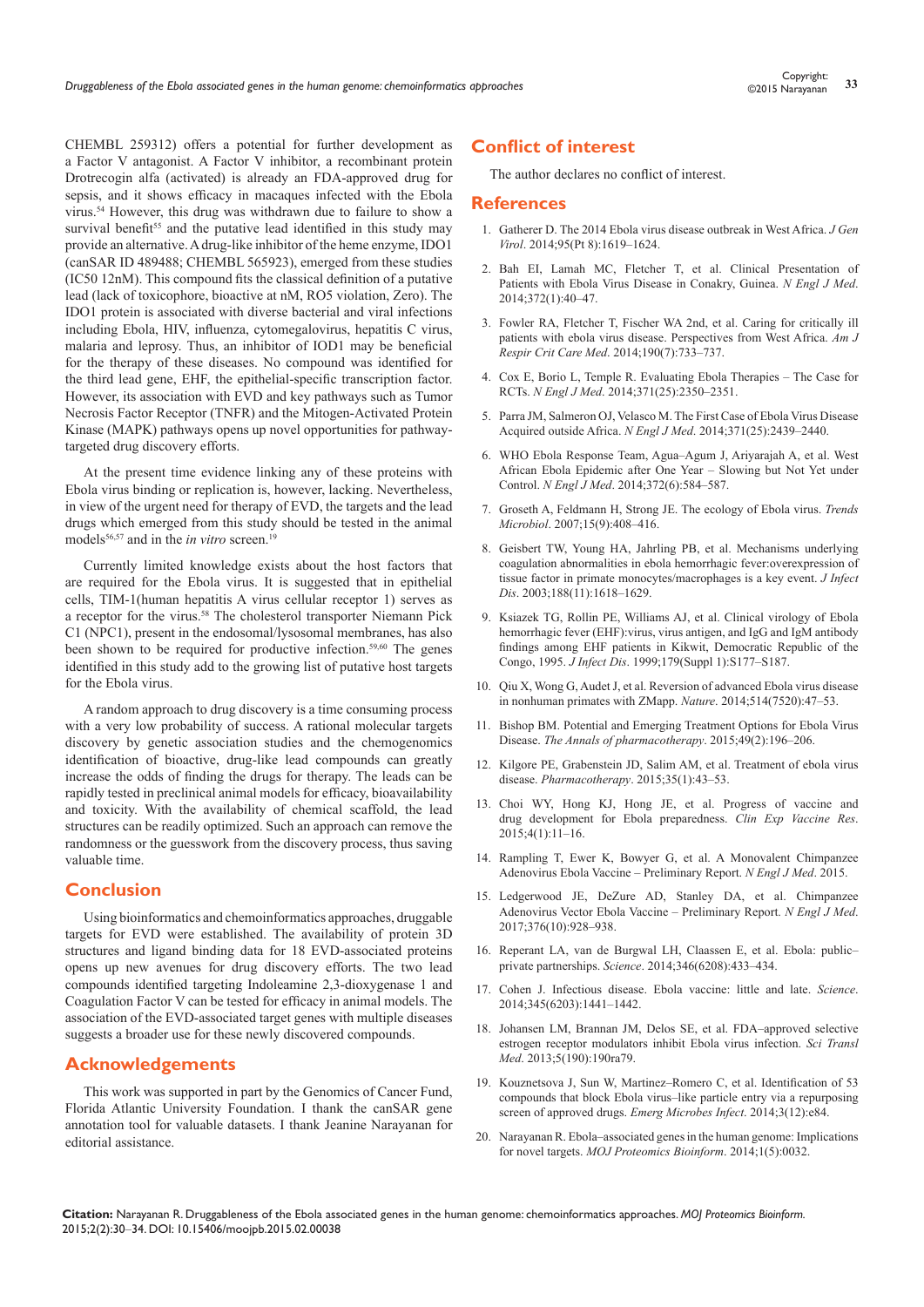CHEMBL 259312) offers a potential for further development as a Factor V antagonist. A Factor V inhibitor, a recombinant protein Drotrecogin alfa (activated) is already an FDA-approved drug for sepsis, and it shows efficacy in macaques infected with the Ebola virus.[54] However, this drug was withdrawn due to failure to show a survival benefit[55] and the putative lead identified in this study may provide an alternative. A drug-like inhibitor of the heme enzyme, IDO1 (canSAR ID 489488; CHEMBL 565923), emerged from these studies (IC50 12nM). This compound fits the classical definition of a putative lead (lack of toxicophore, bioactive at nM, RO5 violation, Zero). The IDO1 protein is associated with diverse bacterial and viral infections including Ebola, HIV, influenza, cytomegalovirus, hepatitis C virus, malaria and leprosy. Thus, an inhibitor of IOD1 may be beneficial for the therapy of these diseases. No compound was identified for the third lead gene, EHF, the epithelial-specific transcription factor. However, its association with EVD and key pathways such as Tumor Necrosis Factor Receptor (TNFR) and the Mitogen-Activated Protein Kinase (MAPK) pathways opens up novel opportunities for pathway-targeted drug discovery efforts.

At the present time evidence linking any of these proteins with Ebola virus binding or replication is, however, lacking. Nevertheless, in view of the urgent need for therapy of EVD, the targets and the lead drugs which emerged from this study should be tested in the animal models[56,57] and in the *in vitro* screen.[19]

Currently limited knowledge exists about the host factors that are required for the Ebola virus. It is suggested that in epithelial cells, TIM-1(human hepatitis A virus cellular receptor 1) serves as a receptor for the virus.[58] The cholesterol transporter Niemann Pick C1 (NPC1), present in the endosomal/lysosomal membranes, has also been shown to be required for productive infection.[59,60] The genes identified in this study add to the growing list of putative host targets for the Ebola virus.

A random approach to drug discovery is a time consuming process with a very low probability of success. A rational molecular targets discovery by genetic association studies and the chemogenomics identification of bioactive, drug-like lead compounds can greatly increase the odds of finding the drugs for therapy. The leads can be rapidly tested in preclinical animal models for efficacy, bioavailability and toxicity. With the availability of chemical scaffold, the lead structures can be readily optimized. Such an approach can remove the randomness or the guesswork from the discovery process, thus saving valuable time.

## Conclusion

Using bioinformatics and chemoinformatics approaches, druggable targets for EVD were established. The availability of protein 3D structures and ligand binding data for 18 EVD-associated proteins opens up new avenues for drug discovery efforts. The two lead compounds identified targeting Indoleamine 2,3-dioxygenase 1 and Coagulation Factor V can be tested for efficacy in animal models. The association of the EVD-associated target genes with multiple diseases suggests a broader use for these newly discovered compounds.

## Acknowledgements

This work was supported in part by the Genomics of Cancer Fund, Florida Atlantic University Foundation. I thank the canSAR gene annotation tool for valuable datasets. I thank Jeanine Narayanan for editorial assistance.

## Conflict of interest

The author declares no conflict of interest.

## References

1. Gatherer D. The 2014 Ebola virus disease outbreak in West Africa. *J Gen Virol*. 2014;95(Pt 8):1619–1624.
2. Bah EI, Lamah MC, Fletcher T, et al. Clinical Presentation of Patients with Ebola Virus Disease in Conakry, Guinea. *N Engl J Med*. 2014;372(1):40–47.
3. Fowler RA, Fletcher T, Fischer WA 2nd, et al. Caring for critically ill patients with ebola virus disease. Perspectives from West Africa. *Am J Respir Crit Care Med*. 2014;190(7):733–737.
4. Cox E, Borio L, Temple R. Evaluating Ebola Therapies – The Case for RCTs. *N Engl J Med*. 2014;371(25):2350–2351.
5. Parra JM, Salmeron OJ, Velasco M. The First Case of Ebola Virus Disease Acquired outside Africa. *N Engl J Med*. 2014;371(25):2439–2440.
6. WHO Ebola Response Team, Agua–Agum J, Ariyarajah A, et al. West African Ebola Epidemic after One Year – Slowing but Not Yet under Control. *N Engl J Med*. 2014;372(6):584–587.
7. Groseth A, Feldmann H, Strong JE. The ecology of Ebola virus. *Trends Microbiol*. 2007;15(9):408–416.
8. Geisbert TW, Young HA, Jahrling PB, et al. Mechanisms underlying coagulation abnormalities in ebola hemorrhagic fever:overexpression of tissue factor in primate monocytes/macrophages is a key event. *J Infect Dis*. 2003;188(11):1618–1629.
9. Ksiazek TG, Rollin PE, Williams AJ, et al. Clinical virology of Ebola hemorrhagic fever (EHF):virus, virus antigen, and IgG and IgM antibody findings among EHF patients in Kikwit, Democratic Republic of the Congo, 1995. *J Infect Dis*. 1999;179(Suppl 1):S177–S187.
10. Qiu X, Wong G, Audet J, et al. Reversion of advanced Ebola virus disease in nonhuman primates with ZMapp. *Nature*. 2014;514(7520):47–53.
11. Bishop BM. Potential and Emerging Treatment Options for Ebola Virus Disease. *The Annals of pharmacotherapy*. 2015;49(2):196–206.
12. Kilgore PE, Grabenstein JD, Salim AM, et al. Treatment of ebola virus disease. *Pharmacotherapy*. 2015;35(1):43–53.
13. Choi WY, Hong KJ, Hong JE, et al. Progress of vaccine and drug development for Ebola preparedness. *Clin Exp Vaccine Res*. 2015;4(1):11–16.
14. Rampling T, Ewer K, Bowyer G, et al. A Monovalent Chimpanzee Adenovirus Ebola Vaccine – Preliminary Report. *N Engl J Med*. 2015.
15. Ledgerwood JE, DeZure AD, Stanley DA, et al. Chimpanzee Adenovirus Vector Ebola Vaccine – Preliminary Report. *N Engl J Med*. 2017;376(10):928–938.
16. Reperant LA, van de Burgwal LH, Claassen E, et al. Ebola: public–private partnerships. *Science*. 2014;346(6208):433–434.
17. Cohen J. Infectious disease. Ebola vaccine: little and late. *Science*. 2014;345(6203):1441–1442.
18. Johansen LM, Brannan JM, Delos SE, et al. FDA–approved selective estrogen receptor modulators inhibit Ebola virus infection. *Sci Transl Med*. 2013;5(190):190ra79.
19. Kouznetsova J, Sun W, Martinez–Romero C, et al. Identification of 53 compounds that block Ebola virus–like particle entry via a repurposing screen of approved drugs. *Emerg Microbes Infect*. 2014;3(12):e84.
20. Narayanan R. Ebola–associated genes in the human genome: Implications for novel targets. *MOJ Proteomics Bioinform*. 2014;1(5):0032.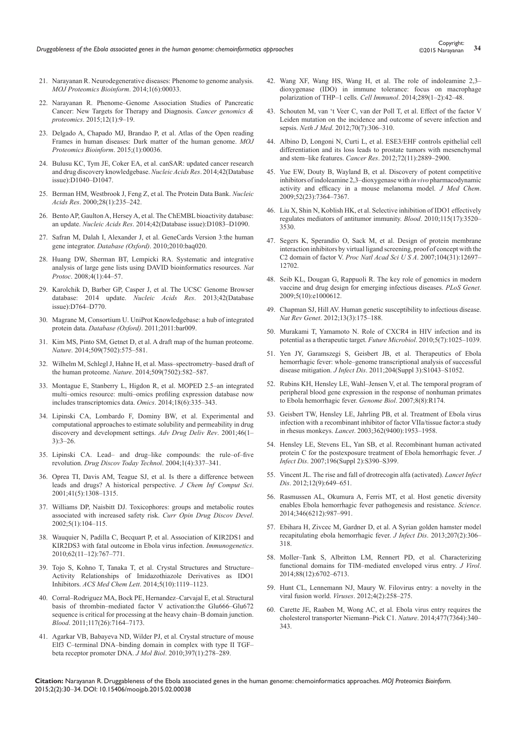21. Narayanan R. Neurodegenerative diseases: Phenome to genome analysis. *MOJ Proteomics Bioinform*. 2014;1(6):00033.

22. Narayanan R. Phenome–Genome Association Studies of Pancreatic Cancer: New Targets for Therapy and Diagnosis. *Cancer genomics & proteomics*. 2015;12(1):9–19.

23. Delgado A, Chapado MJ, Brandao P, et al. Atlas of the Open reading Frames in human diseases: Dark matter of the human genome. *MOJ Proteomics Bioinform*. 2015;(1):00036.

24. Bulusu KC, Tym JE, Coker EA, et al. canSAR: updated cancer research and drug discovery knowledgebase. *Nucleic Acids Res*. 2014;42(Database issue):D1040–D1047.

25. Berman HM, Westbrook J, Feng Z, et al. The Protein Data Bank. *Nucleic Acids Res*. 2000;28(1):235–242.

26. Bento AP, Gaulton A, Hersey A, et al. The ChEMBL bioactivity database: an update. *Nucleic Acids Res*. 2014;42(Database issue):D1083–D1090.

27. Safran M, Dalah I, Alexander J, et al. GeneCards Version 3:the human gene integrator. *Database (Oxford)*. 2010;2010:baq020.

28. Huang DW, Sherman BT, Lempicki RA. Systematic and integrative analysis of large gene lists using DAVID bioinformatics resources. *Nat Protoc*. 2008;4(1):44–57.

29. Karolchik D, Barber GP, Casper J, et al. The UCSC Genome Browser database: 2014 update. *Nucleic Acids Res*. 2013;42(Database issue):D764–D770.

30. Magrane M, Consortium U. UniProt Knowledgebase: a hub of integrated protein data. *Database (Oxford)*. 2011;2011:bar009.

31. Kim MS, Pinto SM, Getnet D, et al. A draft map of the human proteome. *Nature*. 2014;509(7502):575–581.

32. Wilhelm M, Schlegl J, Hahne H, et al. Mass–spectrometry–based draft of the human proteome. *Nature*. 2014;509(7502):582–587.

33. Montague E, Stanberry L, Higdon R, et al. MOPED 2.5–an integrated multi–omics resource: multi–omics profiling expression database now includes transcriptomics data. *Omics*. 2014;18(6):335–343.

34. Lipinski CA, Lombardo F, Dominy BW, et al. Experimental and computational approaches to estimate solubility and permeability in drug discovery and development settings. *Adv Drug Deliv Rev*. 2001;46(1–3):3–26.

35. Lipinski CA. Lead– and drug–like compounds: the rule–of–five revolution. *Drug Discov Today Technol*. 2004;1(4):337–341.

36. Oprea TI, Davis AM, Teague SJ, et al. Is there a difference between leads and drugs? A historical perspective. *J Chem Inf Comput Sci*. 2001;41(5):1308–1315.

37. Williams DP, Naisbitt DJ. Toxicophores: groups and metabolic routes associated with increased safety risk. *Curr Opin Drug Discov Devel*. 2002;5(1):104–115.

38. Wauquier N, Padilla C, Becquart P, et al. Association of KIR2DS1 and KIR2DS3 with fatal outcome in Ebola virus infection. *Immunogenetics*. 2010;62(11–12):767–771.

39. Tojo S, Kohno T, Tanaka T, et al. Crystal Structures and Structure–Activity Relationships of Imidazothiazole Derivatives as IDO1 Inhibitors. *ACS Med Chem Lett*. 2014;5(10):1119–1123.

40. Corral–Rodriguez MA, Bock PE, Hernandez–Carvajal E, et al. Structural basis of thrombin–mediated factor V activation:the Glu666–Glu672 sequence is critical for processing at the heavy chain–B domain junction. *Blood*. 2011;117(26):7164–7173.

41. Agarkar VB, Babayeva ND, Wilder PJ, et al. Crystal structure of mouse Elf3 C–terminal DNA–binding domain in complex with type II TGF–beta receptor promoter DNA. *J Mol Biol*. 2010;397(1):278–289.

42. Wang XF, Wang HS, Wang H, et al. The role of indoleamine 2,3–dioxygenase (IDO) in immune tolerance: focus on macrophage polarization of THP–1 cells. *Cell Immunol*. 2014;289(1–2):42–48.

43. Schouten M, van 't Veer C, van der Poll T, et al. Effect of the factor V Leiden mutation on the incidence and outcome of severe infection and sepsis. *Neth J Med*. 2012;70(7):306–310.

44. Albino D, Longoni N, Curti L, et al. ESE3/EHF controls epithelial cell differentiation and its loss leads to prostate tumors with mesenchymal and stem–like features. *Cancer Res*. 2012;72(11):2889–2900.

45. Yue EW, Douty B, Wayland B, et al. Discovery of potent competitive inhibitors of indoleamine 2,3–dioxygenase with *in vivo* pharmacodynamic activity and efficacy in a mouse melanoma model. *J Med Chem*. 2009;52(23):7364–7367.

46. Liu X, Shin N, Koblish HK, et al. Selective inhibition of IDO1 effectively regulates mediators of antitumor immunity. *Blood*. 2010;115(17):3520–3530.

47. Segers K, Sperandio O, Sack M, et al. Design of protein membrane interaction inhibitors by virtual ligand screening, proof of concept with the C2 domain of factor V. *Proc Natl Acad Sci U S A*. 2007;104(31):12697–12702.

48. Seib KL, Dougan G, Rappuoli R. The key role of genomics in modern vaccine and drug design for emerging infectious diseases. *PLoS Genet*. 2009;5(10):e1000612.

49. Chapman SJ, Hill AV. Human genetic susceptibility to infectious disease. *Nat Rev Genet*. 2012;13(3):175–188.

50. Murakami T, Yamamoto N. Role of CXCR4 in HIV infection and its potential as a therapeutic target. *Future Microbiol*. 2010;5(7):1025–1039.

51. Yen JY, Garamszegi S, Geisbert JB, et al. Therapeutics of Ebola hemorrhagic fever: whole–genome transcriptional analysis of successful disease mitigation. *J Infect Dis*. 2011;204(Suppl 3):S1043–S1052.

52. Rubins KH, Hensley LE, Wahl–Jensen V, et al. The temporal program of peripheral blood gene expression in the response of nonhuman primates to Ebola hemorrhagic fever. *Genome Biol*. 2007;8(8):R174.

53. Geisbert TW, Hensley LE, Jahrling PB, et al. Treatment of Ebola virus infection with a recombinant inhibitor of factor VIIa/tissue factor:a study in rhesus monkeys. *Lancet*. 2003;362(9400):1953–1958.

54. Hensley LE, Stevens EL, Yan SB, et al. Recombinant human activated protein C for the postexposure treatment of Ebola hemorrhagic fever. *J Infect Dis*. 2007;196(Suppl 2):S390–S399.

55. Vincent JL. The rise and fall of drotrecogin alfa (activated). *Lancet Infect Dis*. 2012;12(9):649–651.

56. Rasmussen AL, Okumura A, Ferris MT, et al. Host genetic diversity enables Ebola hemorrhagic fever pathogenesis and resistance. *Science*. 2014;346(6212):987–991.

57. Ebihara H, Zivcec M, Gardner D, et al. A Syrian golden hamster model recapitulating ebola hemorrhagic fever. *J Infect Dis*. 2013;207(2):306–318.

58. Moller–Tank S, Albritton LM, Rennert PD, et al. Characterizing functional domains for TIM–mediated enveloped virus entry. *J Virol*. 2014;88(12):6702–6713.

59. Hunt CL, Lennemann NJ, Maury W. Filovirus entry: a novelty in the viral fusion world. *Viruses*. 2012;4(2):258–275.

60. Carette JE, Raaben M, Wong AC, et al. Ebola virus entry requires the cholesterol transporter Niemann–Pick C1. *Nature*. 2014;477(7364):340–343.